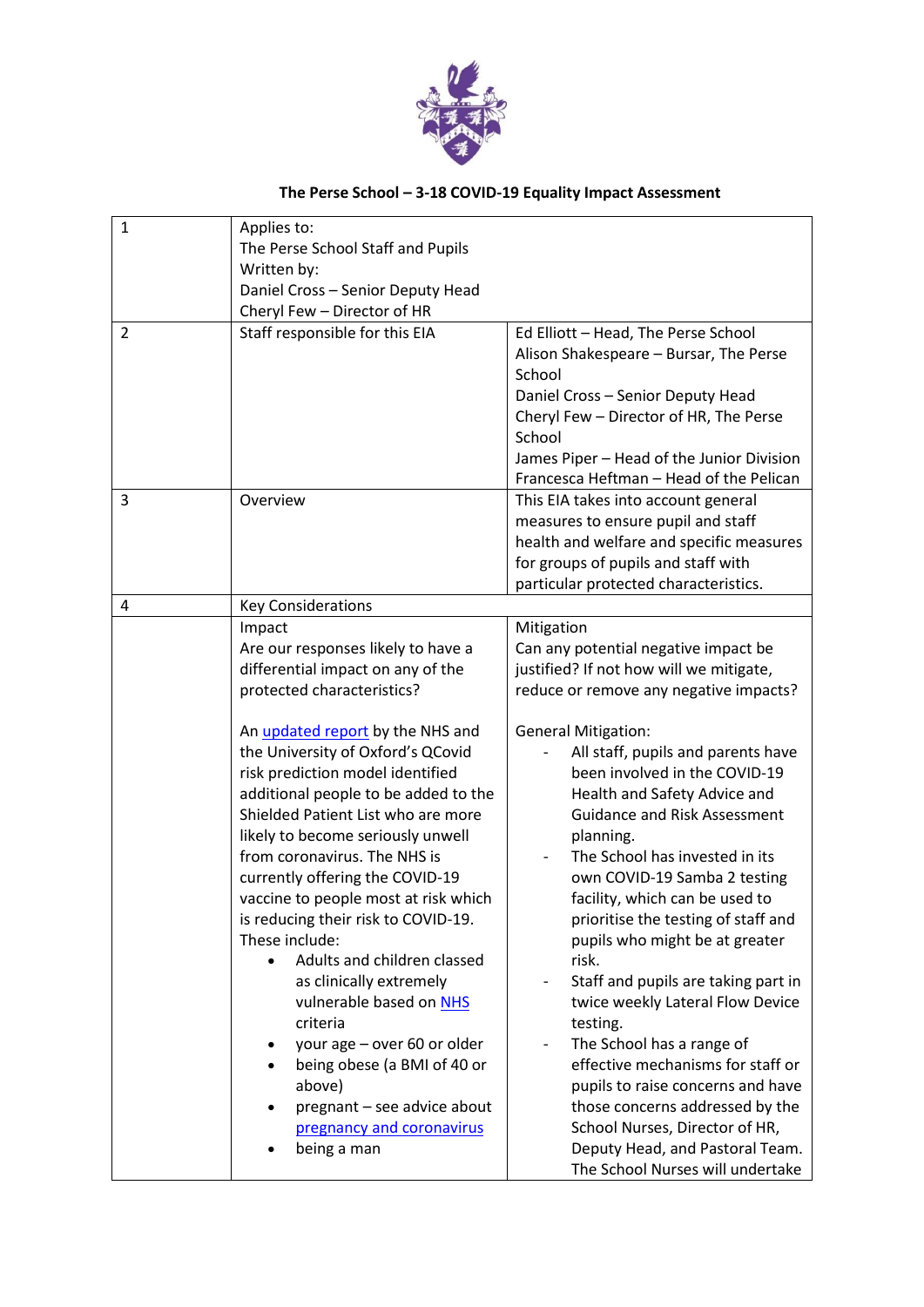# The Perse School – 3-18 COVID-19 Equality Impact Assessment

| | | |
|---|---|---|
| 1 | Applies to:<br>The Perse School Staff and Pupils<br>Written by:<br>Daniel Cross – Senior Deputy Head<br>Cheryl Few – Director of HR | |
| 2 | Staff responsible for this EIA | Ed Elliott – Head, The Perse School<br>Alison Shakespeare – Bursar, The Perse School<br>Daniel Cross – Senior Deputy Head<br>Cheryl Few – Director of HR, The Perse School<br>James Piper – Head of the Junior Division<br>Francesca Heftman – Head of the Pelican |
| 3 | Overview | This EIA takes into account general measures to ensure pupil and staff health and welfare and specific measures for groups of pupils and staff with particular protected characteristics. |
| 4 | Key Considerations | |
| | Impact<br>Are our responses likely to have a differential impact on any of the protected characteristics?<br><br>An updated report by the NHS and the University of Oxford's QCovid risk prediction model identified additional people to be added to the Shielded Patient List who are more likely to become seriously unwell from coronavirus. The NHS is currently offering the COVID-19 vaccine to people most at risk which is reducing their risk to COVID-19. These include:<br>• Adults and children classed as clinically extremely vulnerable based on NHS criteria<br>• your age – over 60 or older<br>• being obese (a BMI of 40 or above)<br>• pregnant – see advice about pregnancy and coronavirus<br>• being a man | Mitigation<br>Can any potential negative impact be justified? If not how will we mitigate, reduce or remove any negative impacts?<br><br>General Mitigation:<br>- All staff, pupils and parents have been involved in the COVID-19 Health and Safety Advice and Guidance and Risk Assessment planning.<br>- The School has invested in its own COVID-19 Samba 2 testing facility, which can be used to prioritise the testing of staff and pupils who might be at greater risk.<br>- Staff and pupils are taking part in twice weekly Lateral Flow Device testing.<br>- The School has a range of effective mechanisms for staff or pupils to raise concerns and have those concerns addressed by the School Nurses, Director of HR, Deputy Head, and Pastoral Team. The School Nurses will undertake |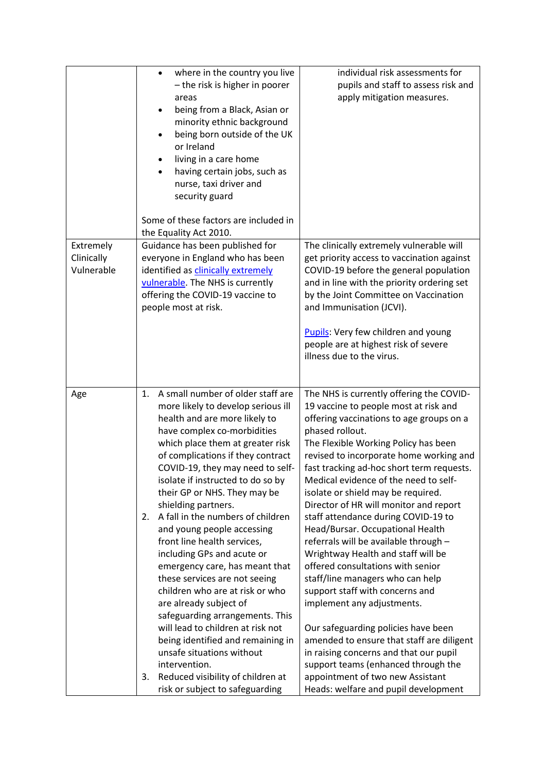| | | |
|---|---|---|
| | <ul><li>where in the country you live – the risk is higher in poorer areas</li><li>being from a Black, Asian or minority ethnic background</li><li>being born outside of the UK or Ireland</li><li>living in a care home</li><li>having certain jobs, such as nurse, taxi driver and security guard</li></ul>Some of these factors are included in the Equality Act 2010. | individual risk assessments for pupils and staff to assess risk and apply mitigation measures. |
| Extremely Clinically Vulnerable | Guidance has been published for everyone in England who has been identified as [clinically extremely vulnerable](). The NHS is currently offering the COVID-19 vaccine to people most at risk. | The clinically extremely vulnerable will get priority access to vaccination against COVID-19 before the general population and in line with the priority ordering set by the Joint Committee on Vaccination and Immunisation (JCVI).<br><br>[Pupils](): Very few children and young people are at highest risk of severe illness due to the virus. |
| Age | 1. A small number of older staff are more likely to develop serious ill health and are more likely to have complex co-morbidities which place them at greater risk of complications if they contract COVID-19, they may need to self-isolate if instructed to do so by their GP or NHS. They may be shielding partners.<br>2. A fall in the numbers of children and young people accessing front line health services, including GPs and acute or emergency care, has meant that these services are not seeing children who are at risk or who are already subject of safeguarding arrangements. This will lead to children at risk not being identified and remaining in unsafe situations without intervention.<br>3. Reduced visibility of children at risk or subject to safeguarding | The NHS is currently offering the COVID-19 vaccine to people most at risk and offering vaccinations to age groups on a phased rollout.<br>The Flexible Working Policy has been revised to incorporate home working and fast tracking ad-hoc short term requests. Medical evidence of the need to self-isolate or shield may be required.<br>Director of HR will monitor and report staff attendance during COVID-19 to Head/Bursar. Occupational Health referrals will be available through – Wrightway Health and staff will be offered consultations with senior staff/line managers who can help support staff with concerns and implement any adjustments.<br><br>Our safeguarding policies have been amended to ensure that staff are diligent in raising concerns and that our pupil support teams (enhanced through the appointment of two new Assistant Heads: welfare and pupil development |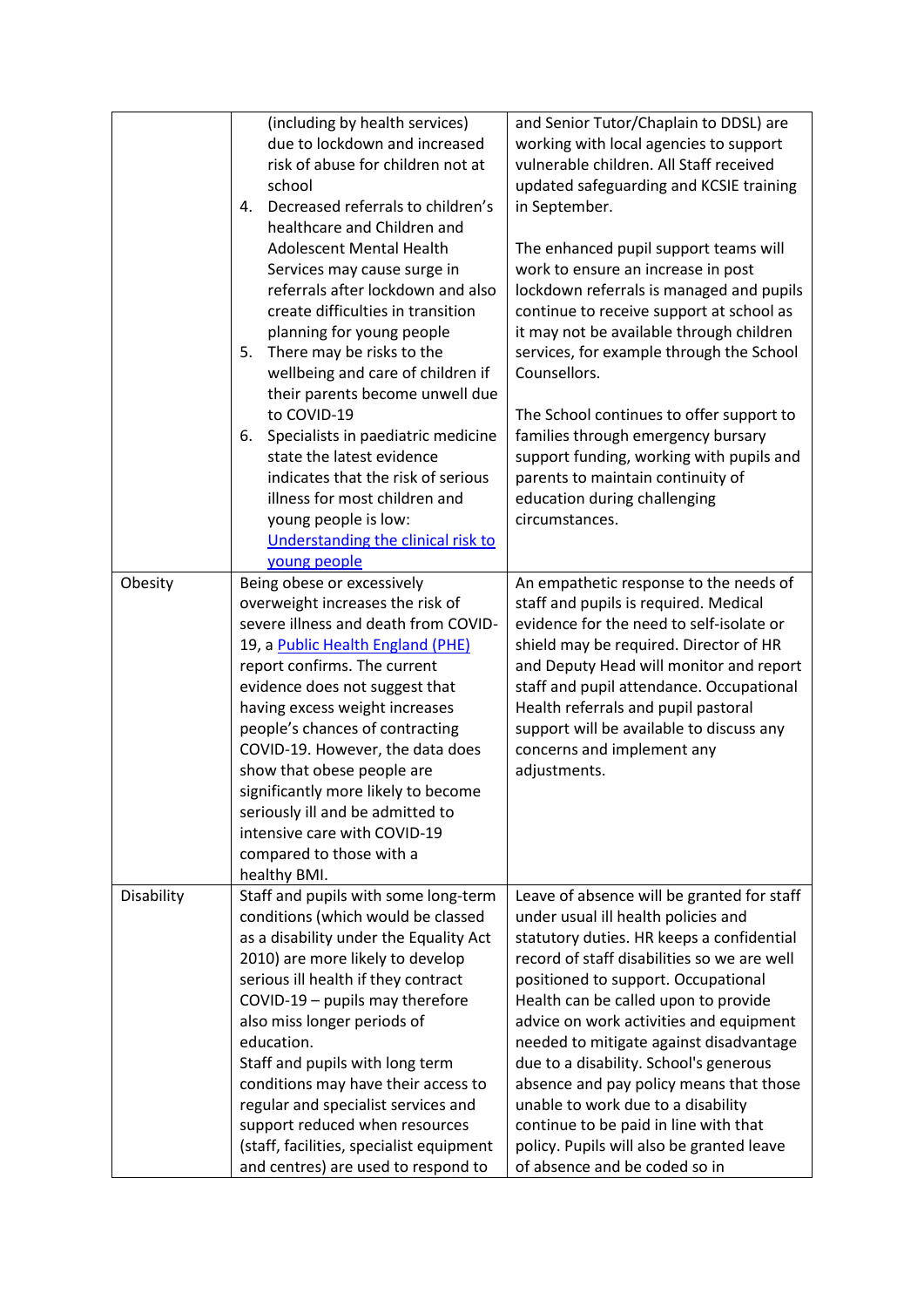| | | |
|---|---|---|
| | (including by health services) due to lockdown and increased risk of abuse for children not at school<br>4. Decreased referrals to children's healthcare and Children and Adolescent Mental Health Services may cause surge in referrals after lockdown and also create difficulties in transition planning for young people<br>5. There may be risks to the wellbeing and care of children if their parents become unwell due to COVID-19<br>6. Specialists in paediatric medicine state the latest evidence indicates that the risk of serious illness for most children and young people is low: [Understanding the clinical risk to young people]() | and Senior Tutor/Chaplain to DDSL) are working with local agencies to support vulnerable children. All Staff received updated safeguarding and KCSIE training in September.<br><br>The enhanced pupil support teams will work to ensure an increase in post lockdown referrals is managed and pupils continue to receive support at school as it may not be available through children services, for example through the School Counsellors.<br><br>The School continues to offer support to families through emergency bursary support funding, working with pupils and parents to maintain continuity of education during challenging circumstances. |
| Obesity | Being obese or excessively overweight increases the risk of severe illness and death from COVID-19, a [Public Health England (PHE)]() report confirms. The current evidence does not suggest that having excess weight increases people's chances of contracting COVID-19. However, the data does show that obese people are significantly more likely to become seriously ill and be admitted to intensive care with COVID-19 compared to those with a healthy BMI. | An empathetic response to the needs of staff and pupils is required. Medical evidence for the need to self-isolate or shield may be required. Director of HR and Deputy Head will monitor and report staff and pupil attendance. Occupational Health referrals and pupil pastoral support will be available to discuss any concerns and implement any adjustments. |
| Disability | Staff and pupils with some long-term conditions (which would be classed as a disability under the Equality Act 2010) are more likely to develop serious ill health if they contract COVID-19 – pupils may therefore also miss longer periods of education.<br>Staff and pupils with long term conditions may have their access to regular and specialist services and support reduced when resources (staff, facilities, specialist equipment and centres) are used to respond to | Leave of absence will be granted for staff under usual ill health policies and statutory duties. HR keeps a confidential record of staff disabilities so we are well positioned to support. Occupational Health can be called upon to provide advice on work activities and equipment needed to mitigate against disadvantage due to a disability. School's generous absence and pay policy means that those unable to work due to a disability continue to be paid in line with that policy. Pupils will also be granted leave of absence and be coded so in |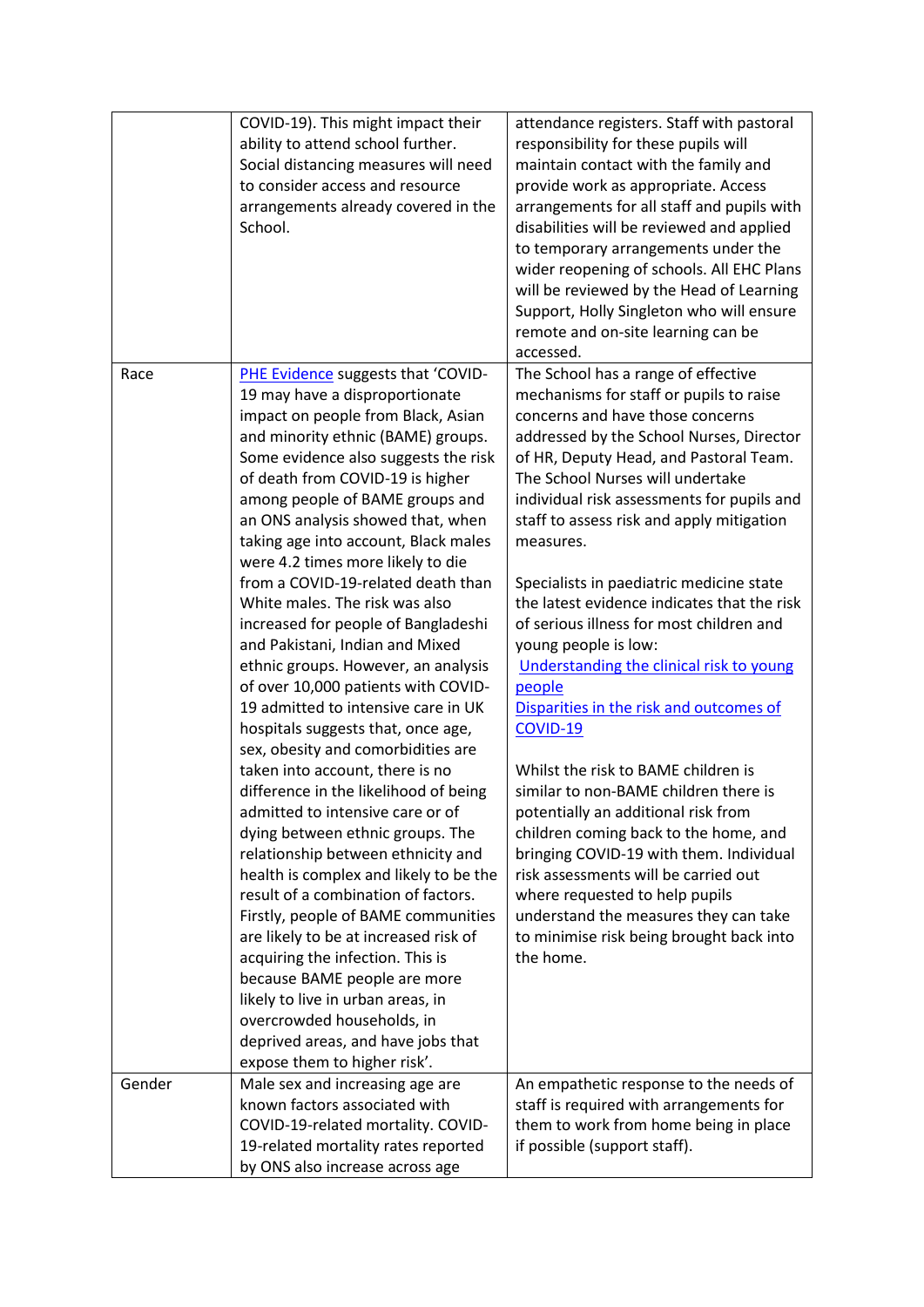| | | |
|---|---|---|
| | COVID-19). This might impact their ability to attend school further. Social distancing measures will need to consider access and resource arrangements already covered in the School. | attendance registers. Staff with pastoral responsibility for these pupils will maintain contact with the family and provide work as appropriate. Access arrangements for all staff and pupils with disabilities will be reviewed and applied to temporary arrangements under the wider reopening of schools. All EHC Plans will be reviewed by the Head of Learning Support, Holly Singleton who will ensure remote and on-site learning can be accessed. |
| Race | PHE Evidence suggests that 'COVID-19 may have a disproportionate impact on people from Black, Asian and minority ethnic (BAME) groups. Some evidence also suggests the risk of death from COVID-19 is higher among people of BAME groups and an ONS analysis showed that, when taking age into account, Black males were 4.2 times more likely to die from a COVID-19-related death than White males. The risk was also increased for people of Bangladeshi and Pakistani, Indian and Mixed ethnic groups. However, an analysis of over 10,000 patients with COVID-19 admitted to intensive care in UK hospitals suggests that, once age, sex, obesity and comorbidities are taken into account, there is no difference in the likelihood of being admitted to intensive care or of dying between ethnic groups. The relationship between ethnicity and health is complex and likely to be the result of a combination of factors. Firstly, people of BAME communities are likely to be at increased risk of acquiring the infection. This is because BAME people are more likely to live in urban areas, in overcrowded households, in deprived areas, and have jobs that expose them to higher risk'. | The School has a range of effective mechanisms for staff or pupils to raise concerns and have those concerns addressed by the School Nurses, Director of HR, Deputy Head, and Pastoral Team. The School Nurses will undertake individual risk assessments for pupils and staff to assess risk and apply mitigation measures.<br><br>Specialists in paediatric medicine state the latest evidence indicates that the risk of serious illness for most children and young people is low:<br>Understanding the clinical risk to young people<br>Disparities in the risk and outcomes of COVID-19<br><br>Whilst the risk to BAME children is similar to non-BAME children there is potentially an additional risk from children coming back to the home, and bringing COVID-19 with them. Individual risk assessments will be carried out where requested to help pupils understand the measures they can take to minimise risk being brought back into the home. |
| Gender | Male sex and increasing age are known factors associated with COVID-19-related mortality. COVID-19-related mortality rates reported by ONS also increase across age | An empathetic response to the needs of staff is required with arrangements for them to work from home being in place if possible (support staff). |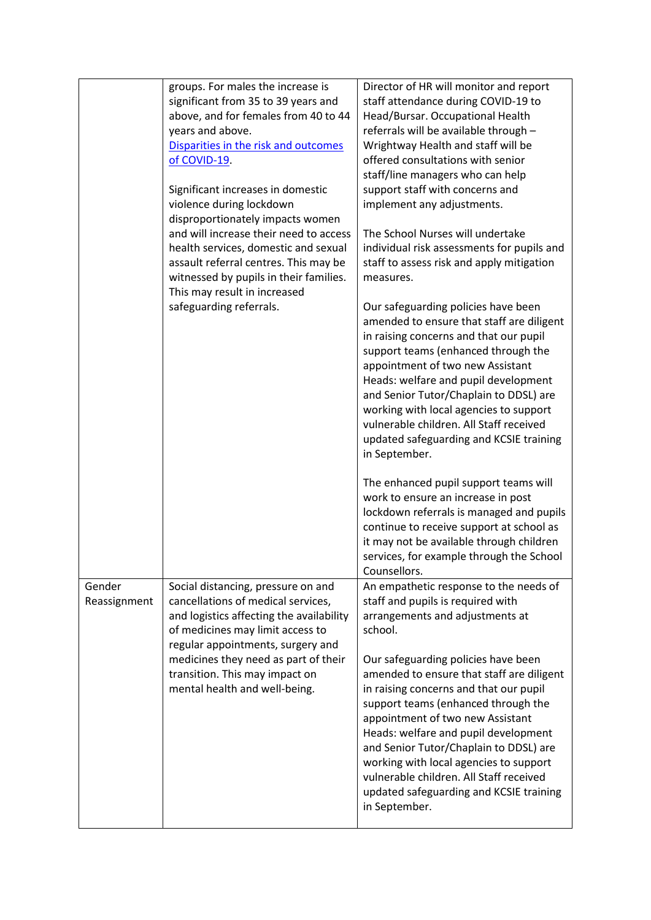| | | |
|---|---|---|
| | groups. For males the increase is significant from 35 to 39 years and above, and for females from 40 to 44 years and above. [Disparities in the risk and outcomes of COVID-19](#).<br><br>Significant increases in domestic violence during lockdown disproportionately impacts women and will increase their need to access health services, domestic and sexual assault referral centres. This may be witnessed by pupils in their families. This may result in increased safeguarding referrals. | Director of HR will monitor and report staff attendance during COVID-19 to Head/Bursar. Occupational Health referrals will be available through – Wrightway Health and staff will be offered consultations with senior staff/line managers who can help support staff with concerns and implement any adjustments.<br><br>The School Nurses will undertake individual risk assessments for pupils and staff to assess risk and apply mitigation measures.<br><br>Our safeguarding policies have been amended to ensure that staff are diligent in raising concerns and that our pupil support teams (enhanced through the appointment of two new Assistant Heads: welfare and pupil development and Senior Tutor/Chaplain to DDSL) are working with local agencies to support vulnerable children. All Staff received updated safeguarding and KCSIE training in September.<br><br>The enhanced pupil support teams will work to ensure an increase in post lockdown referrals is managed and pupils continue to receive support at school as it may not be available through children services, for example through the School Counsellors. |
| Gender Reassignment | Social distancing, pressure on and cancellations of medical services, and logistics affecting the availability of medicines may limit access to regular appointments, surgery and medicines they need as part of their transition. This may impact on mental health and well-being. | An empathetic response to the needs of staff and pupils is required with arrangements and adjustments at school.<br><br>Our safeguarding policies have been amended to ensure that staff are diligent in raising concerns and that our pupil support teams (enhanced through the appointment of two new Assistant Heads: welfare and pupil development and Senior Tutor/Chaplain to DDSL) are working with local agencies to support vulnerable children. All Staff received updated safeguarding and KCSIE training in September. |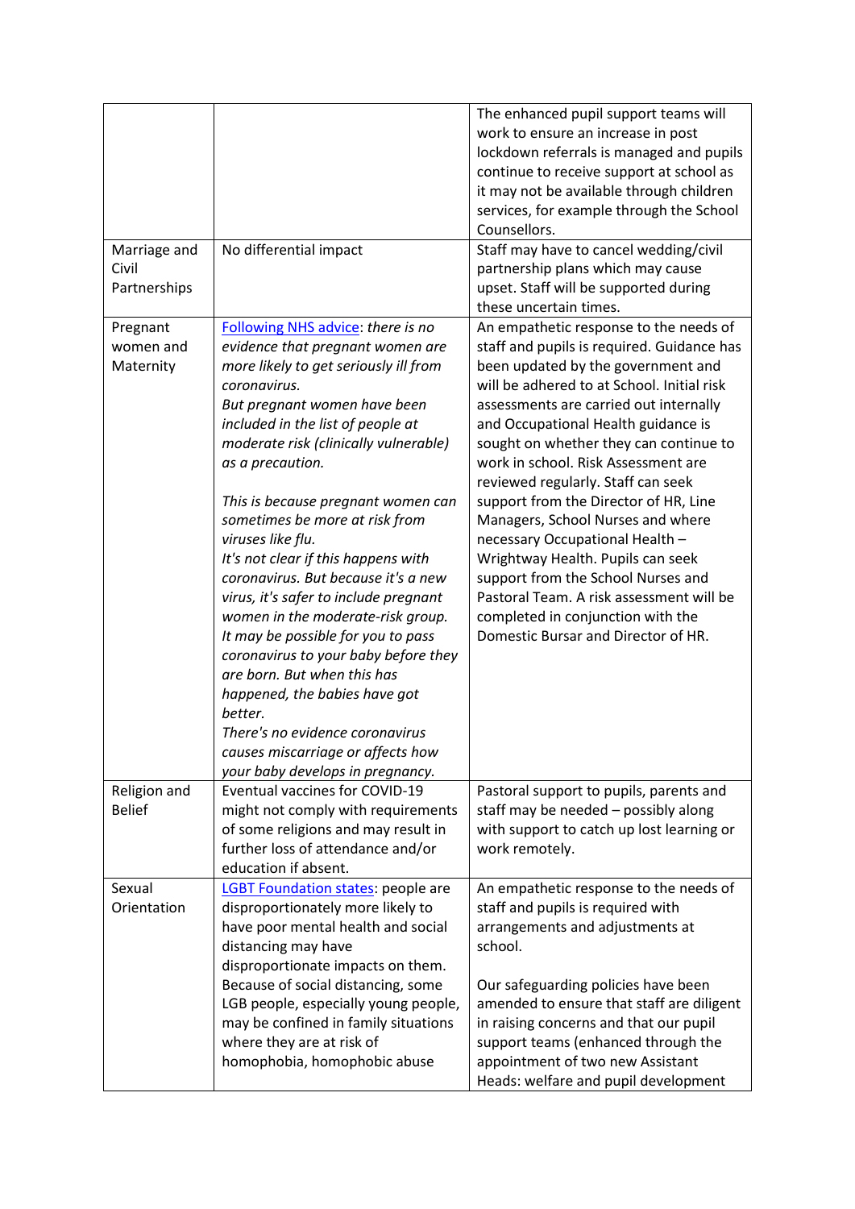| | | |
|---|---|---|
| | | The enhanced pupil support teams will work to ensure an increase in post lockdown referrals is managed and pupils continue to receive support at school as it may not be available through children services, for example through the School Counsellors. |
| Marriage and Civil Partnerships | No differential impact | Staff may have to cancel wedding/civil partnership plans which may cause upset. Staff will be supported during these uncertain times. |
| Pregnant women and Maternity | Following NHS advice: *there is no evidence that pregnant women are more likely to get seriously ill from coronavirus.* *But pregnant women have been included in the list of people at moderate risk (clinically vulnerable) as a precaution.* <br><br> *This is because pregnant women can sometimes be more at risk from viruses like flu.* *It's not clear if this happens with coronavirus. But because it's a new virus, it's safer to include pregnant women in the moderate-risk group.* *It may be possible for you to pass coronavirus to your baby before they are born. But when this has happened, the babies have got better.* *There's no evidence coronavirus causes miscarriage or affects how your baby develops in pregnancy.* | An empathetic response to the needs of staff and pupils is required. Guidance has been updated by the government and will be adhered to at School. Initial risk assessments are carried out internally and Occupational Health guidance is sought on whether they can continue to work in school. Risk Assessment are reviewed regularly. Staff can seek support from the Director of HR, Line Managers, School Nurses and where necessary Occupational Health – Wrightway Health. Pupils can seek support from the School Nurses and Pastoral Team. A risk assessment will be completed in conjunction with the Domestic Bursar and Director of HR. |
| Religion and Belief | Eventual vaccines for COVID-19 might not comply with requirements of some religions and may result in further loss of attendance and/or education if absent. | Pastoral support to pupils, parents and staff may be needed – possibly along with support to catch up lost learning or work remotely. |
| Sexual Orientation | LGBT Foundation states: people are disproportionately more likely to have poor mental health and social distancing may have disproportionate impacts on them. Because of social distancing, some LGB people, especially young people, may be confined in family situations where they are at risk of homophobia, homophobic abuse | An empathetic response to the needs of staff and pupils is required with arrangements and adjustments at school. <br><br> Our safeguarding policies have been amended to ensure that staff are diligent in raising concerns and that our pupil support teams (enhanced through the appointment of two new Assistant Heads: welfare and pupil development |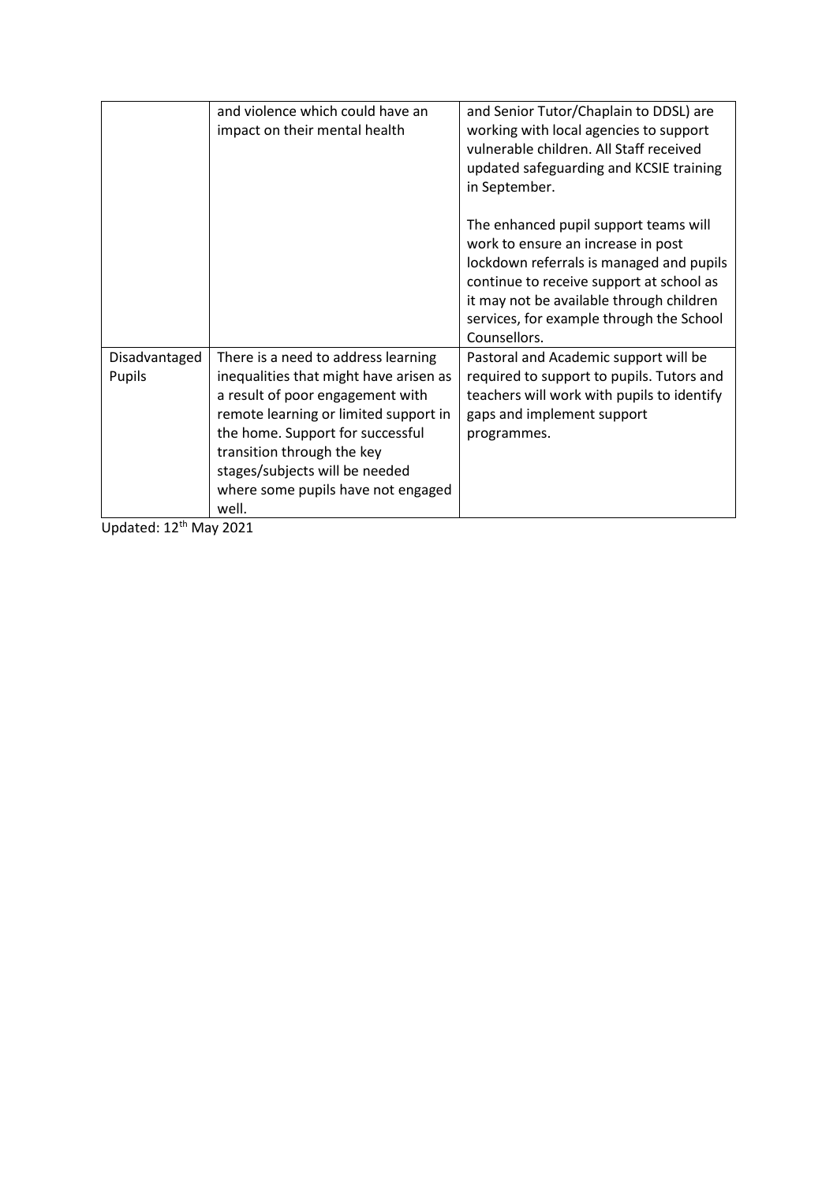| | | |
|---|---|---|
| | and violence which could have an impact on their mental health | and Senior Tutor/Chaplain to DDSL) are working with local agencies to support vulnerable children. All Staff received updated safeguarding and KCSIE training in September.<br><br>The enhanced pupil support teams will work to ensure an increase in post lockdown referrals is managed and pupils continue to receive support at school as it may not be available through children services, for example through the School Counsellors. |
| Disadvantaged Pupils | There is a need to address learning inequalities that might have arisen as a result of poor engagement with remote learning or limited support in the home. Support for successful transition through the key stages/subjects will be needed where some pupils have not engaged well. | Pastoral and Academic support will be required to support to pupils. Tutors and teachers will work with pupils to identify gaps and implement support programmes. |

Updated: 12th May 2021